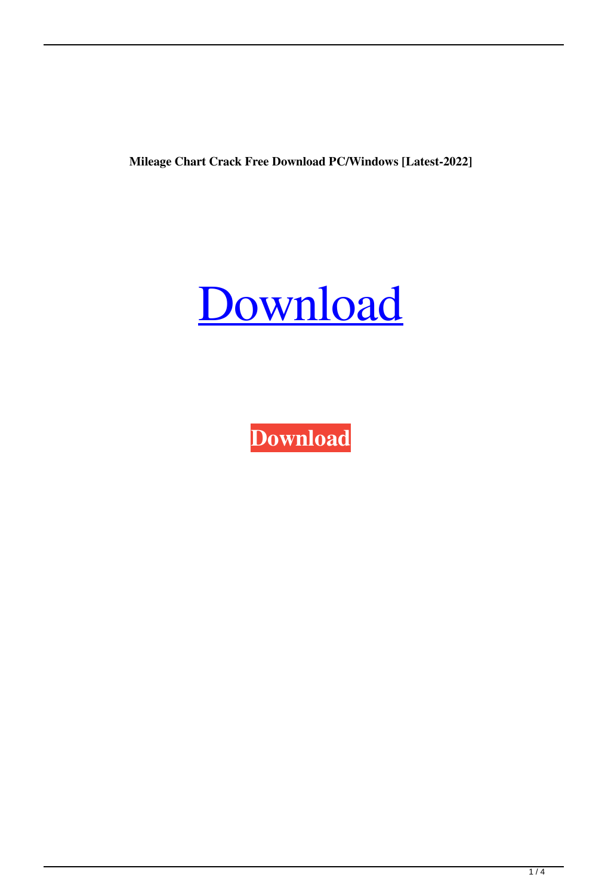**Mileage Chart Crack Free Download PC/Windows [Latest-2022]**

Download

**Download**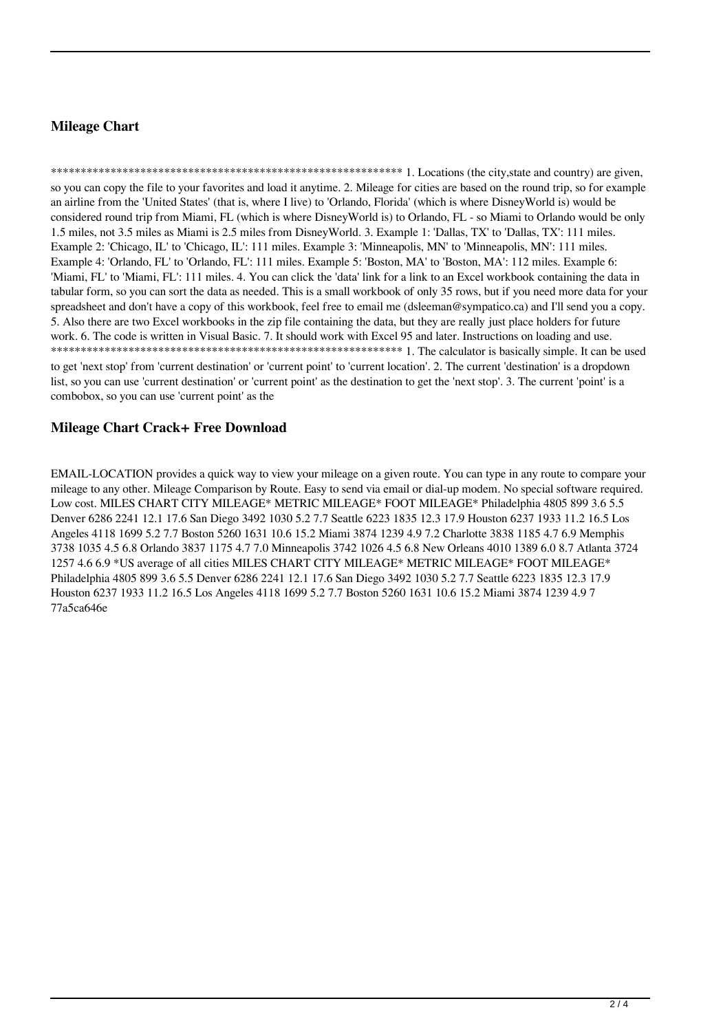## Mileage Chart

************************************************************ 1. Locations (the city,state and country) are given, so you can copy the file to your favorites and load it anytime. 2. Mileage for cities are based on the round trip, so for example an airline from the 'United States' (that is, where I live) to 'Orlando, Florida' (which is where DisneyWorld is) would be considered round trip from Miami, FL (which is where DisneyWorld is) to Orlando, FL - so Miami to Orlando would be only 1.5 miles, not 3.5 miles as Miami is 2.5 miles from DisneyWorld. 3. Example 1: 'Dallas, TX' to 'Dallas, TX': 111 miles. Example 2: 'Chicago, IL' to 'Chicago, IL': 111 miles. Example 3: 'Minneapolis, MN' to 'Minneapolis, MN': 111 miles. Example 4: 'Orlando, FL' to 'Orlando, FL': 111 miles. Example 5: 'Boston, MA' to 'Boston, MA': 112 miles. Example 6: 'Miami, FL' to 'Miami, FL': 111 miles. 4. You can click the 'data' link for a link to an Excel workbook containing the data in tabular form, so you can sort the data as needed. This is a small workbook of only 35 rows, but if you need more data for your spreadsheet and don't have a copy of this workbook, feel free to email me (dsleeman@sympatico.ca) and I'll send you a copy. 5. Also there are two Excel workbooks in the zip file containing the data, but they are really just place holders for future work. 6. The code is written in Visual Basic. 7. It should work with Excel 95 and later. Instructions on loading and use. ************************************************************ 1. The calculator is basically simple. It can be used to get 'next stop' from 'current destination' or 'current point' to 'current location'. 2. The current 'destination' is a dropdown list, so you can use 'current destination' or 'current point' as the destination to get the 'next stop'. 3. The current 'point' is a combobox, so you can use 'current point' as the

## Mileage Chart Crack+ Free Download

EMAIL-LOCATION provides a quick way to view your mileage on a given route. You can type in any route to compare your mileage to any other. Mileage Comparison by Route. Easy to send via email or dial-up modem. No special software required. Low cost. MILES CHART CITY MILEAGE* METRIC MILEAGE* FOOT MILEAGE* Philadelphia 4805 899 3.6 5.5 Denver 6286 2241 12.1 17.6 San Diego 3492 1030 5.2 7.7 Seattle 6223 1835 12.3 17.9 Houston 6237 1933 11.2 16.5 Los Angeles 4118 1699 5.2 7.7 Boston 5260 1631 10.6 15.2 Miami 3874 1239 4.9 7.2 Charlotte 3838 1185 4.7 6.9 Memphis 3738 1035 4.5 6.8 Orlando 3837 1175 4.7 7.0 Minneapolis 3742 1026 4.5 6.8 New Orleans 4010 1389 6.0 8.7 Atlanta 3724 1257 4.6 6.9 *US average of all cities MILES CHART CITY MILEAGE* METRIC MILEAGE* FOOT MILEAGE* Philadelphia 4805 899 3.6 5.5 Denver 6286 2241 12.1 17.6 San Diego 3492 1030 5.2 7.7 Seattle 6223 1835 12.3 17.9 Houston 6237 1933 11.2 16.5 Los Angeles 4118 1699 5.2 7.7 Boston 5260 1631 10.6 15.2 Miami 3874 1239 4.9 7
77a5ca646e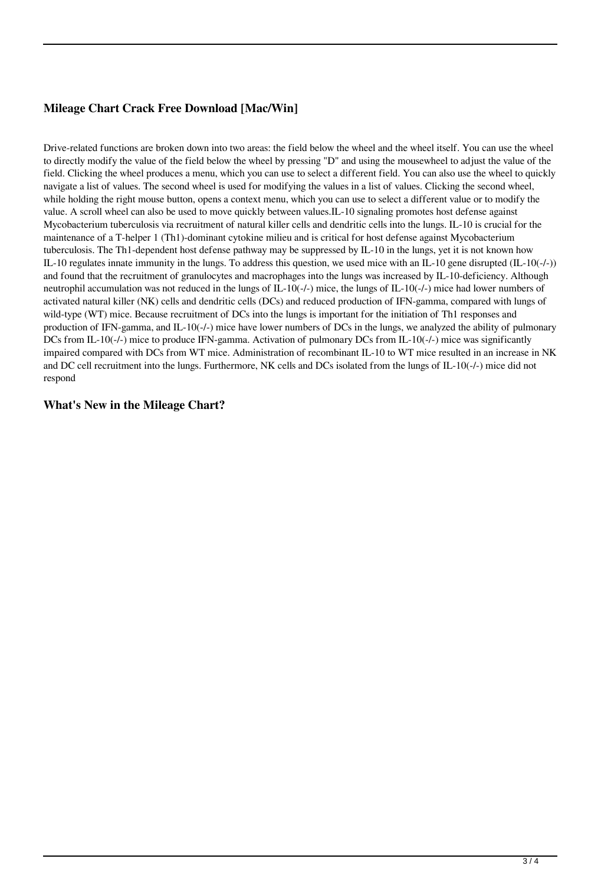### Mileage Chart Crack Free Download [Mac/Win]

Drive-related functions are broken down into two areas: the field below the wheel and the wheel itself. You can use the wheel to directly modify the value of the field below the wheel by pressing "D" and using the mousewheel to adjust the value of the field. Clicking the wheel produces a menu, which you can use to select a different field. You can also use the wheel to quickly navigate a list of values. The second wheel is used for modifying the values in a list of values. Clicking the second wheel, while holding the right mouse button, opens a context menu, which you can use to select a different value or to modify the value. A scroll wheel can also be used to move quickly between values.IL-10 signaling promotes host defense against Mycobacterium tuberculosis via recruitment of natural killer cells and dendritic cells into the lungs. IL-10 is crucial for the maintenance of a T-helper 1 (Th1)-dominant cytokine milieu and is critical for host defense against Mycobacterium tuberculosis. The Th1-dependent host defense pathway may be suppressed by IL-10 in the lungs, yet it is not known how IL-10 regulates innate immunity in the lungs. To address this question, we used mice with an IL-10 gene disrupted (IL-10(-/-)) and found that the recruitment of granulocytes and macrophages into the lungs was increased by IL-10-deficiency. Although neutrophil accumulation was not reduced in the lungs of IL-10(-/-) mice, the lungs of IL-10(-/-) mice had lower numbers of activated natural killer (NK) cells and dendritic cells (DCs) and reduced production of IFN-gamma, compared with lungs of wild-type (WT) mice. Because recruitment of DCs into the lungs is important for the initiation of Th1 responses and production of IFN-gamma, and IL-10(-/-) mice have lower numbers of DCs in the lungs, we analyzed the ability of pulmonary DCs from IL-10(-/-) mice to produce IFN-gamma. Activation of pulmonary DCs from IL-10(-/-) mice was significantly impaired compared with DCs from WT mice. Administration of recombinant IL-10 to WT mice resulted in an increase in NK and DC cell recruitment into the lungs. Furthermore, NK cells and DCs isolated from the lungs of IL-10(-/-) mice did not respond

### What's New in the Mileage Chart?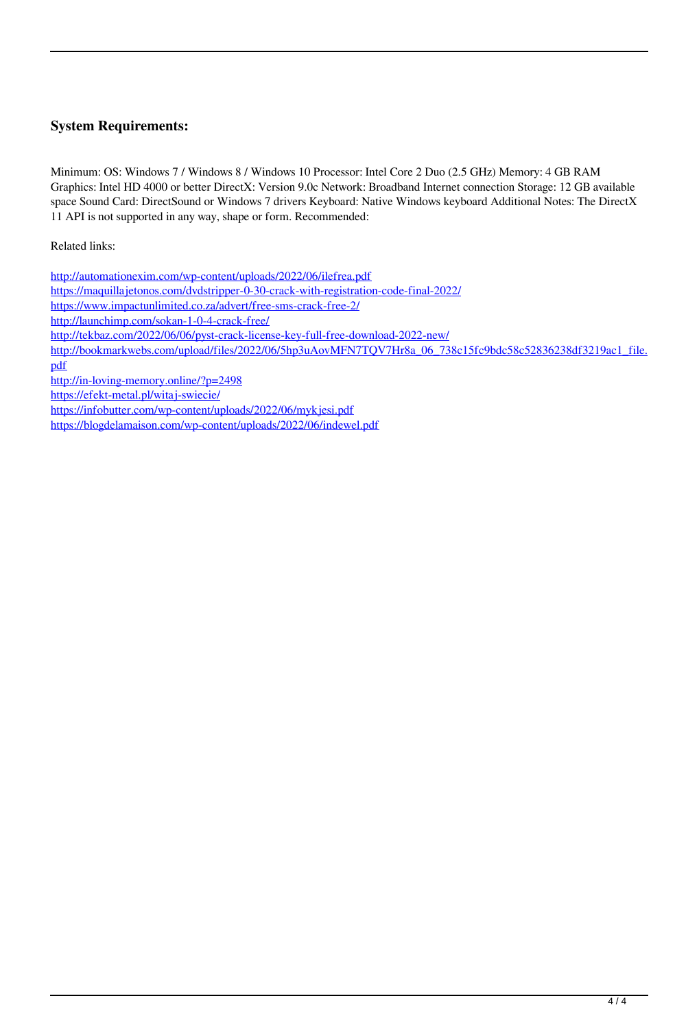### System Requirements:

Minimum: OS: Windows 7 / Windows 8 / Windows 10 Processor: Intel Core 2 Duo (2.5 GHz) Memory: 4 GB RAM Graphics: Intel HD 4000 or better DirectX: Version 9.0c Network: Broadband Internet connection Storage: 12 GB available space Sound Card: DirectSound or Windows 7 drivers Keyboard: Native Windows keyboard Additional Notes: The DirectX 11 API is not supported in any way, shape or form. Recommended:

Related links:

http://automationexim.com/wp-content/uploads/2022/06/ilefrea.pdf
https://maquillajetonos.com/dvdstripper-0-30-crack-with-registration-code-final-2022/
https://www.impactunlimited.co.za/advert/free-sms-crack-free-2/
http://launchimp.com/sokan-1-0-4-crack-free/
http://tekbaz.com/2022/06/06/pyst-crack-license-key-full-free-download-2022-new/
http://bookmarkwebs.com/upload/files/2022/06/5hp3uAovMFN7TQV7Hr8a_06_738c15fc9bdc58c52836238df3219ac1_file.pdf
http://in-loving-memory.online/?p=2498
https://efekt-metal.pl/witaj-swiecie/
https://infobutter.com/wp-content/uploads/2022/06/mykjesi.pdf
https://blogdelamaison.com/wp-content/uploads/2022/06/indewel.pdf